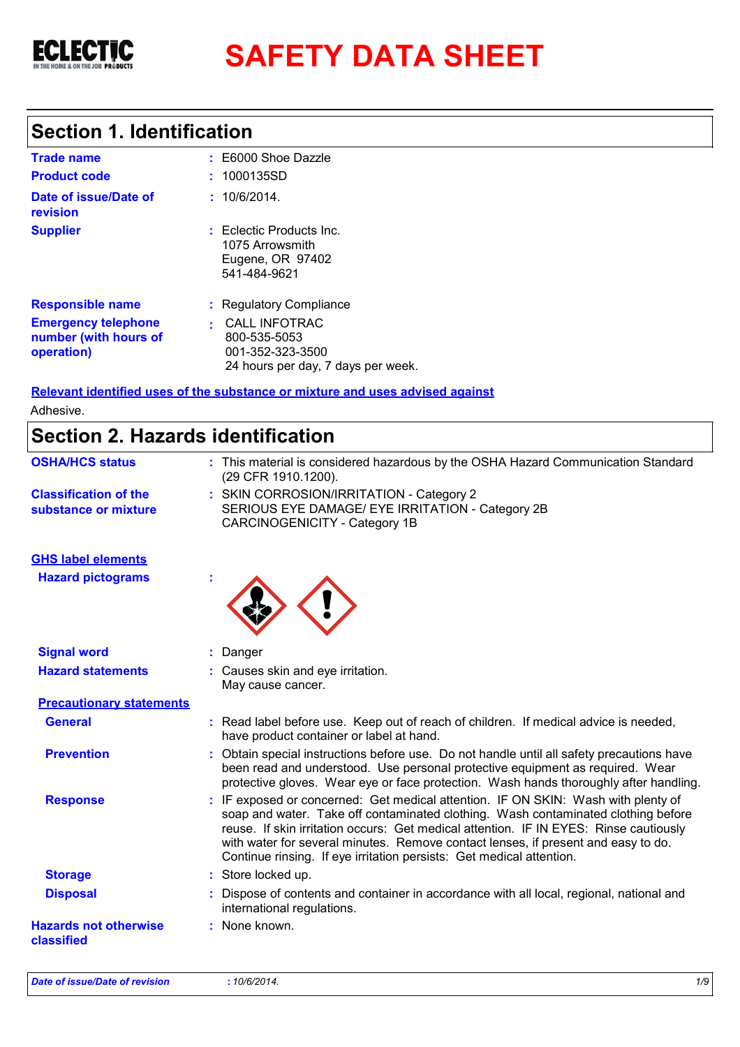ECLECTIC
IN THE HOME & ON THE JOB PRODUCTS

# SAFETY DATA SHEET

## Section 1. Identification

| | | |
|---|---|---|
| **Trade name** | : | E6000 Shoe Dazzle |
| **Product code** | : | 1000135SD |
| **Date of issue/Date of revision** | : | 10/6/2014. |
| **Supplier** | : | Eclectic Products Inc.<br>1075 Arrowsmith<br>Eugene, OR 97402<br>541-484-9621 |
| **Responsible name** | : | Regulatory Compliance |
| **Emergency telephone number (with hours of operation)** | : | CALL INFOTRAC<br>800-535-5053<br>001-352-323-3500<br>24 hours per day, 7 days per week. |

**Relevant identified uses of the substance or mixture and uses advised against**

Adhesive.

## Section 2. Hazards identification

| | | |
|---|---|---|
| **OSHA/HCS status** | : | This material is considered hazardous by the OSHA Hazard Communication Standard (29 CFR 1910.1200). |
| **Classification of the substance or mixture** | : | SKIN CORROSION/IRRITATION - Category 2<br>SERIOUS EYE DAMAGE/ EYE IRRITATION - Category 2B<br>CARCINOGENICITY - Category 1B |

**GHS label elements**

| | | |
|---|---|---|
| **Hazard pictograms** | : | |
| **Signal word** | : | Danger |
| **Hazard statements** | : | Causes skin and eye irritation.<br>May cause cancer. |

**Precautionary statements**

| | | |
|---|---|---|
| **General** | : | Read label before use. Keep out of reach of children. If medical advice is needed, have product container or label at hand. |
| **Prevention** | : | Obtain special instructions before use. Do not handle until all safety precautions have been read and understood. Use personal protective equipment as required. Wear protective gloves. Wear eye or face protection. Wash hands thoroughly after handling. |
| **Response** | : | IF exposed or concerned: Get medical attention. IF ON SKIN: Wash with plenty of soap and water. Take off contaminated clothing. Wash contaminated clothing before reuse. If skin irritation occurs: Get medical attention. IF IN EYES: Rinse cautiously with water for several minutes. Remove contact lenses, if present and easy to do. Continue rinsing. If eye irritation persists: Get medical attention. |
| **Storage** | : | Store locked up. |
| **Disposal** | : | Dispose of contents and container in accordance with all local, regional, national and international regulations. |
| **Hazards not otherwise classified** | : | None known. |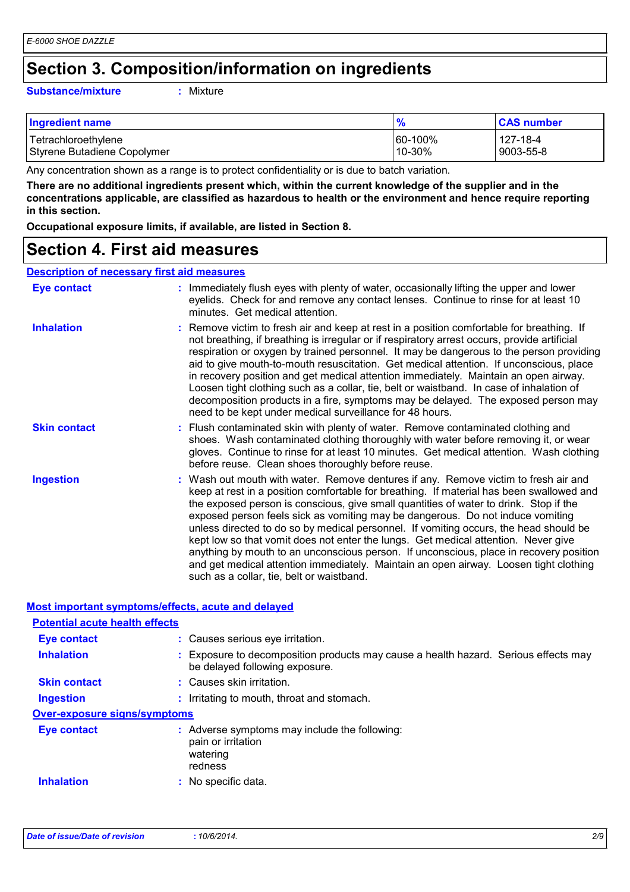# Section 3. Composition/information on ingredients

**Substance/mixture** : Mixture

| Ingredient name | % | CAS number |
|---|---|---|
| Tetrachloroethylene | 60-100% | 127-18-4 |
| Styrene Butadiene Copolymer | 10-30% | 9003-55-8 |

Any concentration shown as a range is to protect confidentiality or is due to batch variation.

**There are no additional ingredients present which, within the current knowledge of the supplier and in the concentrations applicable, are classified as hazardous to health or the environment and hence require reporting in this section.**

**Occupational exposure limits, if available, are listed in Section 8.**

# Section 4. First aid measures

## Description of necessary first aid measures

**Eye contact** : Immediately flush eyes with plenty of water, occasionally lifting the upper and lower eyelids. Check for and remove any contact lenses. Continue to rinse for at least 10 minutes. Get medical attention.

**Inhalation** : Remove victim to fresh air and keep at rest in a position comfortable for breathing. If not breathing, if breathing is irregular or if respiratory arrest occurs, provide artificial respiration or oxygen by trained personnel. It may be dangerous to the person providing aid to give mouth-to-mouth resuscitation. Get medical attention. If unconscious, place in recovery position and get medical attention immediately. Maintain an open airway. Loosen tight clothing such as a collar, tie, belt or waistband. In case of inhalation of decomposition products in a fire, symptoms may be delayed. The exposed person may need to be kept under medical surveillance for 48 hours.

**Skin contact** : Flush contaminated skin with plenty of water. Remove contaminated clothing and shoes. Wash contaminated clothing thoroughly with water before removing it, or wear gloves. Continue to rinse for at least 10 minutes. Get medical attention. Wash clothing before reuse. Clean shoes thoroughly before reuse.

**Ingestion** : Wash out mouth with water. Remove dentures if any. Remove victim to fresh air and keep at rest in a position comfortable for breathing. If material has been swallowed and the exposed person is conscious, give small quantities of water to drink. Stop if the exposed person feels sick as vomiting may be dangerous. Do not induce vomiting unless directed to do so by medical personnel. If vomiting occurs, the head should be kept low so that vomit does not enter the lungs. Get medical attention. Never give anything by mouth to an unconscious person. If unconscious, place in recovery position and get medical attention immediately. Maintain an open airway. Loosen tight clothing such as a collar, tie, belt or waistband.

## Most important symptoms/effects, acute and delayed

### Potential acute health effects

**Eye contact** : Causes serious eye irritation.

**Inhalation** : Exposure to decomposition products may cause a health hazard. Serious effects may be delayed following exposure.

**Skin contact** : Causes skin irritation.

**Ingestion** : Irritating to mouth, throat and stomach.

### Over-exposure signs/symptoms

**Eye contact** : Adverse symptoms may include the following:
pain or irritation
watering
redness

**Inhalation** : No specific data.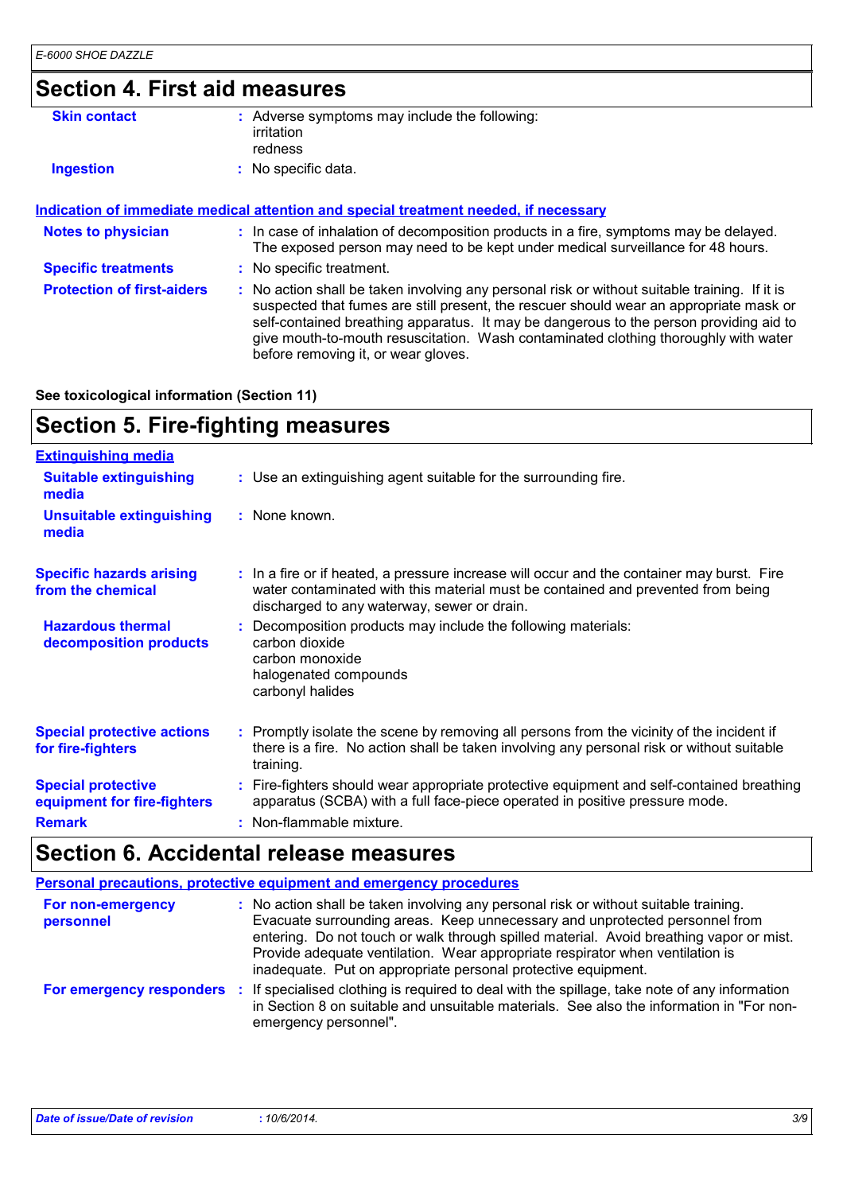## Section 4. First aid measures

| | |
|---|---|
| **Skin contact** | : Adverse symptoms may include the following:<br>irritation<br>redness |
| **Ingestion** | : No specific data. |

**Indication of immediate medical attention and special treatment needed, if necessary**

| | |
|---|---|
| **Notes to physician** | : In case of inhalation of decomposition products in a fire, symptoms may be delayed. The exposed person may need to be kept under medical surveillance for 48 hours. |
| **Specific treatments** | : No specific treatment. |
| **Protection of first-aiders** | : No action shall be taken involving any personal risk or without suitable training. If it is suspected that fumes are still present, the rescuer should wear an appropriate mask or self-contained breathing apparatus. It may be dangerous to the person providing aid to give mouth-to-mouth resuscitation. Wash contaminated clothing thoroughly with water before removing it, or wear gloves. |

**See toxicological information (Section 11)**

## Section 5. Fire-fighting measures

**Extinguishing media**

| | |
|---|---|
| **Suitable extinguishing media** | : Use an extinguishing agent suitable for the surrounding fire. |
| **Unsuitable extinguishing media** | : None known. |
| **Specific hazards arising from the chemical** | : In a fire or if heated, a pressure increase will occur and the container may burst. Fire water contaminated with this material must be contained and prevented from being discharged to any waterway, sewer or drain. |
| **Hazardous thermal decomposition products** | : Decomposition products may include the following materials:<br>carbon dioxide<br>carbon monoxide<br>halogenated compounds<br>carbonyl halides |
| **Special protective actions for fire-fighters** | : Promptly isolate the scene by removing all persons from the vicinity of the incident if there is a fire. No action shall be taken involving any personal risk or without suitable training. |
| **Special protective equipment for fire-fighters** | : Fire-fighters should wear appropriate protective equipment and self-contained breathing apparatus (SCBA) with a full face-piece operated in positive pressure mode. |
| **Remark** | : Non-flammable mixture. |

## Section 6. Accidental release measures

**Personal precautions, protective equipment and emergency procedures**

| | |
|---|---|
| **For non-emergency personnel** | : No action shall be taken involving any personal risk or without suitable training. Evacuate surrounding areas. Keep unnecessary and unprotected personnel from entering. Do not touch or walk through spilled material. Avoid breathing vapor or mist. Provide adequate ventilation. Wear appropriate respirator when ventilation is inadequate. Put on appropriate personal protective equipment. |
| **For emergency responders** | : If specialised clothing is required to deal with the spillage, take note of any information in Section 8 on suitable and unsuitable materials. See also the information in "For non-emergency personnel". |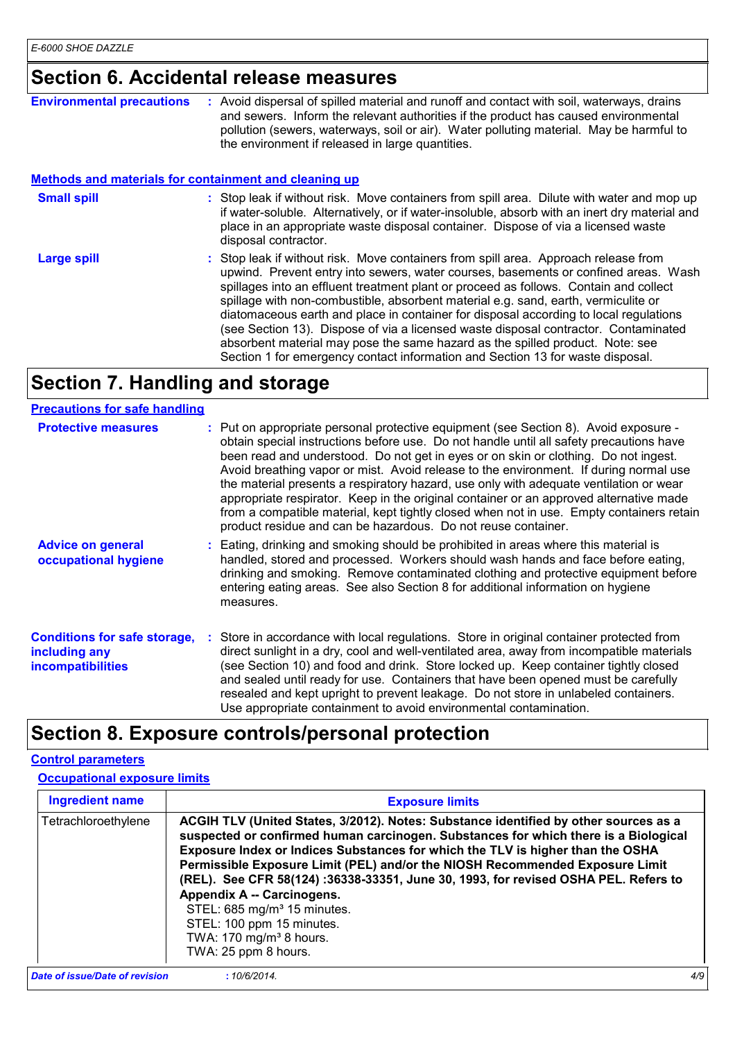## Section 6. Accidental release measures

**Environmental precautions** : Avoid dispersal of spilled material and runoff and contact with soil, waterways, drains and sewers. Inform the relevant authorities if the product has caused environmental pollution (sewers, waterways, soil or air). Water polluting material. May be harmful to the environment if released in large quantities.

### Methods and materials for containment and cleaning up

**Small spill** : Stop leak if without risk. Move containers from spill area. Dilute with water and mop up if water-soluble. Alternatively, or if water-insoluble, absorb with an inert dry material and place in an appropriate waste disposal container. Dispose of via a licensed waste disposal contractor.

**Large spill** : Stop leak if without risk. Move containers from spill area. Approach release from upwind. Prevent entry into sewers, water courses, basements or confined areas. Wash spillages into an effluent treatment plant or proceed as follows. Contain and collect spillage with non-combustible, absorbent material e.g. sand, earth, vermiculite or diatomaceous earth and place in container for disposal according to local regulations (see Section 13). Dispose of via a licensed waste disposal contractor. Contaminated absorbent material may pose the same hazard as the spilled product. Note: see Section 1 for emergency contact information and Section 13 for waste disposal.

## Section 7. Handling and storage

### Precautions for safe handling

**Protective measures** : Put on appropriate personal protective equipment (see Section 8). Avoid exposure - obtain special instructions before use. Do not handle until all safety precautions have been read and understood. Do not get in eyes or on skin or clothing. Do not ingest. Avoid breathing vapor or mist. Avoid release to the environment. If during normal use the material presents a respiratory hazard, use only with adequate ventilation or wear appropriate respirator. Keep in the original container or an approved alternative made from a compatible material, kept tightly closed when not in use. Empty containers retain product residue and can be hazardous. Do not reuse container.

**Advice on general occupational hygiene** : Eating, drinking and smoking should be prohibited in areas where this material is handled, stored and processed. Workers should wash hands and face before eating, drinking and smoking. Remove contaminated clothing and protective equipment before entering eating areas. See also Section 8 for additional information on hygiene measures.

**Conditions for safe storage, including any incompatibilities** : Store in accordance with local regulations. Store in original container protected from direct sunlight in a dry, cool and well-ventilated area, away from incompatible materials (see Section 10) and food and drink. Store locked up. Keep container tightly closed and sealed until ready for use. Containers that have been opened must be carefully resealed and kept upright to prevent leakage. Do not store in unlabeled containers. Use appropriate containment to avoid environmental contamination.

## Section 8. Exposure controls/personal protection

### Control parameters

#### Occupational exposure limits

| Ingredient name | Exposure limits |
|---|---|
| Tetrachloroethylene | **ACGIH TLV (United States, 3/2012). Notes: Substance identified by other sources as a suspected or confirmed human carcinogen. Substances for which there is a Biological Exposure Index or Indices Substances for which the TLV is higher than the OSHA Permissible Exposure Limit (PEL) and/or the NIOSH Recommended Exposure Limit (REL). See CFR 58(124) :36338-33351, June 30, 1993, for revised OSHA PEL. Refers to Appendix A -- Carcinogens.**<br>STEL: 685 mg/m³ 15 minutes.<br>STEL: 100 ppm 15 minutes.<br>TWA: 170 mg/m³ 8 hours.<br>TWA: 25 ppm 8 hours. |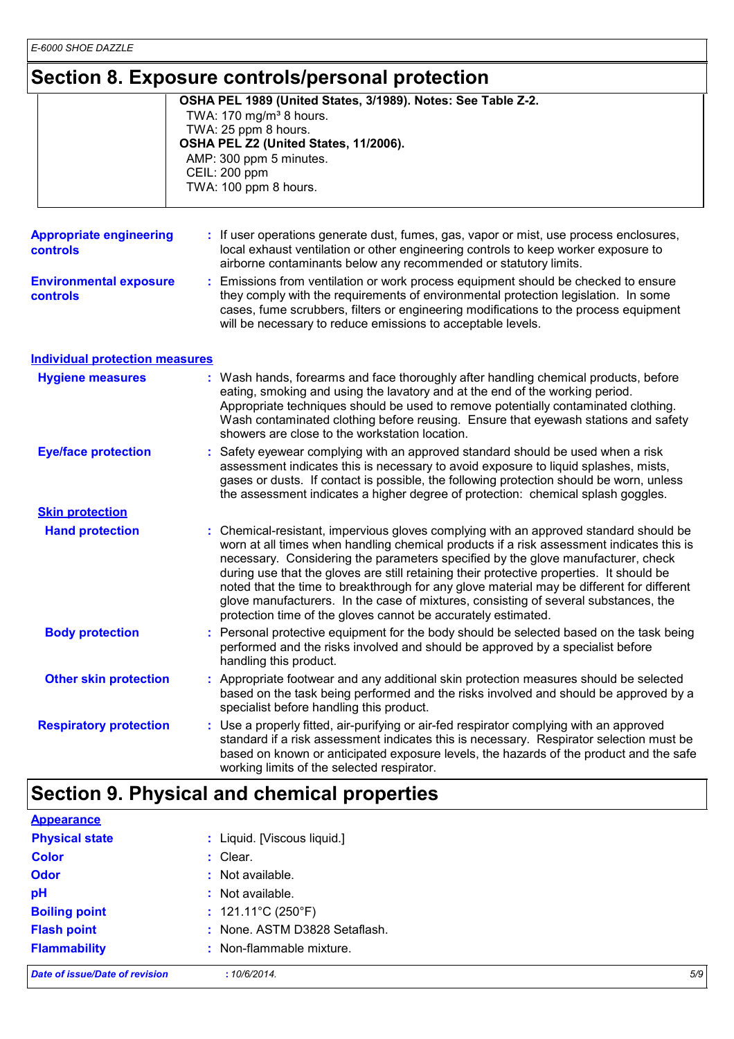## Section 8. Exposure controls/personal protection

| | |
|---|---|
| | **OSHA PEL 1989 (United States, 3/1989). Notes: See Table Z-2.**<br>TWA: 170 mg/m³ 8 hours.<br>TWA: 25 ppm 8 hours.<br>**OSHA PEL Z2 (United States, 11/2006).**<br>AMP: 300 ppm 5 minutes.<br>CEIL: 200 ppm<br>TWA: 100 ppm 8 hours. |

**Appropriate engineering controls** : If user operations generate dust, fumes, gas, vapor or mist, use process enclosures, local exhaust ventilation or other engineering controls to keep worker exposure to airborne contaminants below any recommended or statutory limits.

**Environmental exposure controls** : Emissions from ventilation or work process equipment should be checked to ensure they comply with the requirements of environmental protection legislation. In some cases, fume scrubbers, filters or engineering modifications to the process equipment will be necessary to reduce emissions to acceptable levels.

### Individual protection measures

**Hygiene measures** : Wash hands, forearms and face thoroughly after handling chemical products, before eating, smoking and using the lavatory and at the end of the working period. Appropriate techniques should be used to remove potentially contaminated clothing. Wash contaminated clothing before reusing. Ensure that eyewash stations and safety showers are close to the workstation location.

**Eye/face protection** : Safety eyewear complying with an approved standard should be used when a risk assessment indicates this is necessary to avoid exposure to liquid splashes, mists, gases or dusts. If contact is possible, the following protection should be worn, unless the assessment indicates a higher degree of protection: chemical splash goggles.

#### Skin protection

**Hand protection** : Chemical-resistant, impervious gloves complying with an approved standard should be worn at all times when handling chemical products if a risk assessment indicates this is necessary. Considering the parameters specified by the glove manufacturer, check during use that the gloves are still retaining their protective properties. It should be noted that the time to breakthrough for any glove material may be different for different glove manufacturers. In the case of mixtures, consisting of several substances, the protection time of the gloves cannot be accurately estimated.

**Body protection** : Personal protective equipment for the body should be selected based on the task being performed and the risks involved and should be approved by a specialist before handling this product.

**Other skin protection** : Appropriate footwear and any additional skin protection measures should be selected based on the task being performed and the risks involved and should be approved by a specialist before handling this product.

**Respiratory protection** : Use a properly fitted, air-purifying or air-fed respirator complying with an approved standard if a risk assessment indicates this is necessary. Respirator selection must be based on known or anticipated exposure levels, the hazards of the product and the safe working limits of the selected respirator.

## Section 9. Physical and chemical properties

### Appearance

**Physical state** : Liquid. [Viscous liquid.]

**Color** : Clear.

**Odor** : Not available.

**pH** : Not available.

**Boiling point** : 121.11°C (250°F)

**Flash point** : None. ASTM D3828 Setaflash.

**Flammability** : Non-flammable mixture.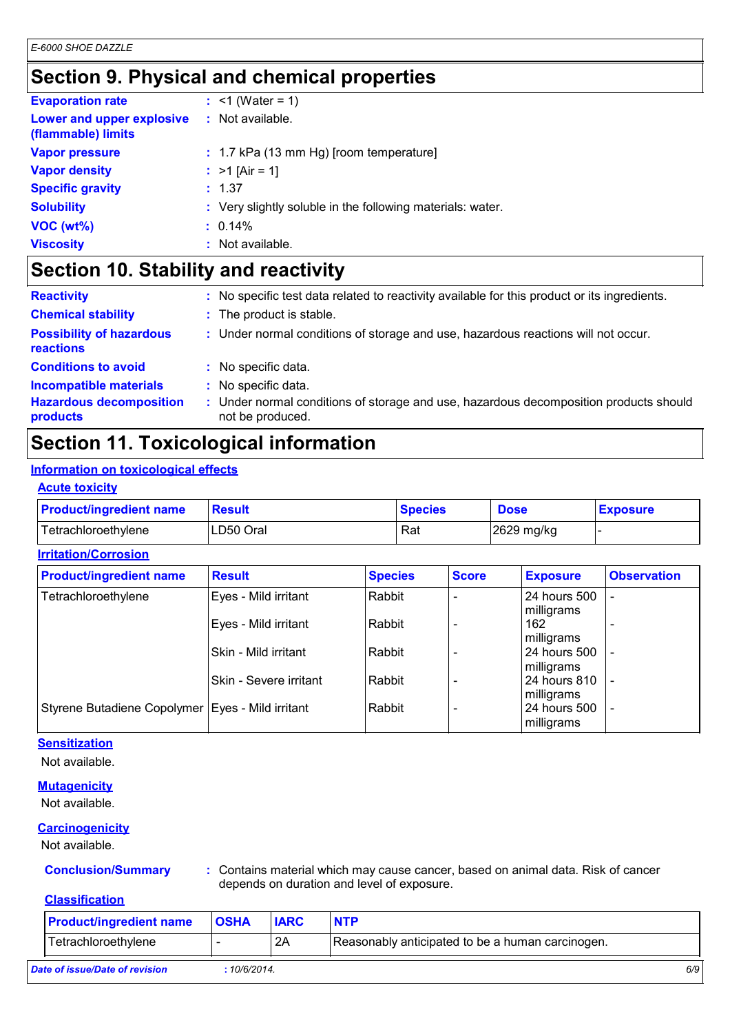# Section 9. Physical and chemical properties

**Evaporation rate** : <1 (Water = 1)

**Lower and upper explosive (flammable) limits** : Not available.

**Vapor pressure** : 1.7 kPa (13 mm Hg) [room temperature]

**Vapor density** : >1 [Air = 1]

**Specific gravity** : 1.37

**Solubility** : Very slightly soluble in the following materials: water.

**VOC (wt%)** : 0.14%

**Viscosity** : Not available.

# Section 10. Stability and reactivity

**Reactivity** : No specific test data related to reactivity available for this product or its ingredients.

**Chemical stability** : The product is stable.

**Possibility of hazardous reactions** : Under normal conditions of storage and use, hazardous reactions will not occur.

**Conditions to avoid** : No specific data.

**Incompatible materials** : No specific data.

**Hazardous decomposition products** : Under normal conditions of storage and use, hazardous decomposition products should not be produced.

# Section 11. Toxicological information

## Information on toxicological effects

### Acute toxicity

| Product/ingredient name | Result | Species | Dose | Exposure |
|---|---|---|---|---|
| Tetrachloroethylene | LD50 Oral | Rat | 2629 mg/kg | - |

### Irritation/Corrosion

| Product/ingredient name | Result | Species | Score | Exposure | Observation |
|---|---|---|---|---|---|
| Tetrachloroethylene | Eyes - Mild irritant | Rabbit | - | 24 hours 500 milligrams | - |
| | Eyes - Mild irritant | Rabbit | - | 162 milligrams | - |
| | Skin - Mild irritant | Rabbit | - | 24 hours 500 milligrams | - |
| | Skin - Severe irritant | Rabbit | - | 24 hours 810 milligrams | - |
| Styrene Butadiene Copolymer | Eyes - Mild irritant | Rabbit | - | 24 hours 500 milligrams | - |

### Sensitization

Not available.

### Mutagenicity

Not available.

### Carcinogenicity

Not available.

**Conclusion/Summary** : Contains material which may cause cancer, based on animal data. Risk of cancer depends on duration and level of exposure.

### Classification

| Product/ingredient name | OSHA | IARC | NTP |
|---|---|---|---|
| Tetrachloroethylene | - | 2A | Reasonably anticipated to be a human carcinogen. |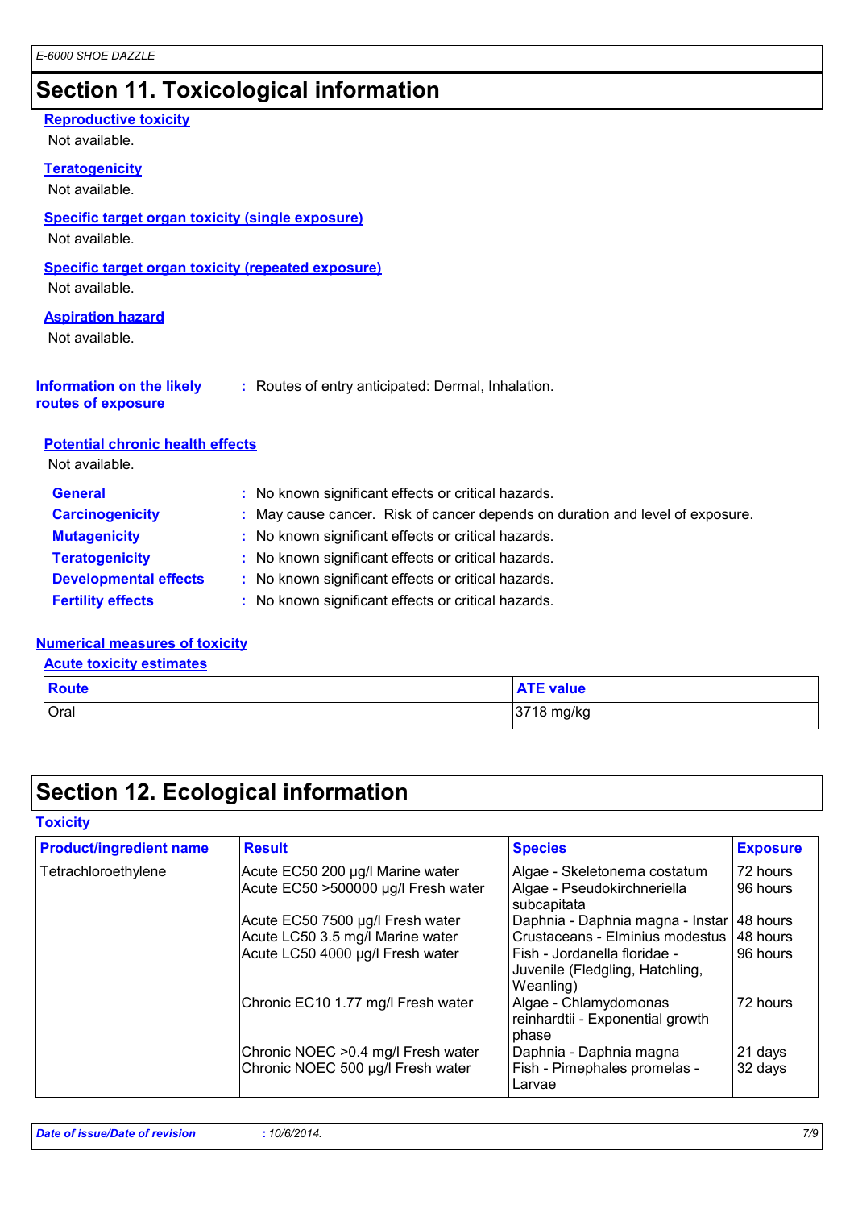# Section 11. Toxicological information

**Reproductive toxicity**

Not available.

**Teratogenicity**

Not available.

**Specific target organ toxicity (single exposure)**

Not available.

**Specific target organ toxicity (repeated exposure)**

Not available.

**Aspiration hazard**

Not available.

**Information on the likely routes of exposure** : Routes of entry anticipated: Dermal, Inhalation.

**Potential chronic health effects**

Not available.

**General** : No known significant effects or critical hazards.

**Carcinogenicity** : May cause cancer. Risk of cancer depends on duration and level of exposure.

**Mutagenicity** : No known significant effects or critical hazards.

**Teratogenicity** : No known significant effects or critical hazards.

**Developmental effects** : No known significant effects or critical hazards.

**Fertility effects** : No known significant effects or critical hazards.

**Numerical measures of toxicity**

**Acute toxicity estimates**

| Route | ATE value |
| --- | --- |
| Oral | 3718 mg/kg |

# Section 12. Ecological information

**Toxicity**

| Product/ingredient name | Result | Species | Exposure |
| --- | --- | --- | --- |
| Tetrachloroethylene | Acute EC50 200 µg/l Marine water | Algae - Skeletonema costatum | 72 hours |
| | Acute EC50 >500000 µg/l Fresh water | Algae - Pseudokirchneriella subcapitata | 96 hours |
| | Acute EC50 7500 µg/l Fresh water | Daphnia - Daphnia magna - Instar | 48 hours |
| | Acute LC50 3.5 mg/l Marine water | Crustaceans - Elminius modestus | 48 hours |
| | Acute LC50 4000 µg/l Fresh water | Fish - Jordanella floridae - Juvenile (Fledgling, Hatchling, Weanling) | 96 hours |
| | Chronic EC10 1.77 mg/l Fresh water | Algae - Chlamydomonas reinhardtii - Exponential growth phase | 72 hours |
| | Chronic NOEC >0.4 mg/l Fresh water | Daphnia - Daphnia magna | 21 days |
| | Chronic NOEC 500 µg/l Fresh water | Fish - Pimephales promelas - Larvae | 32 days |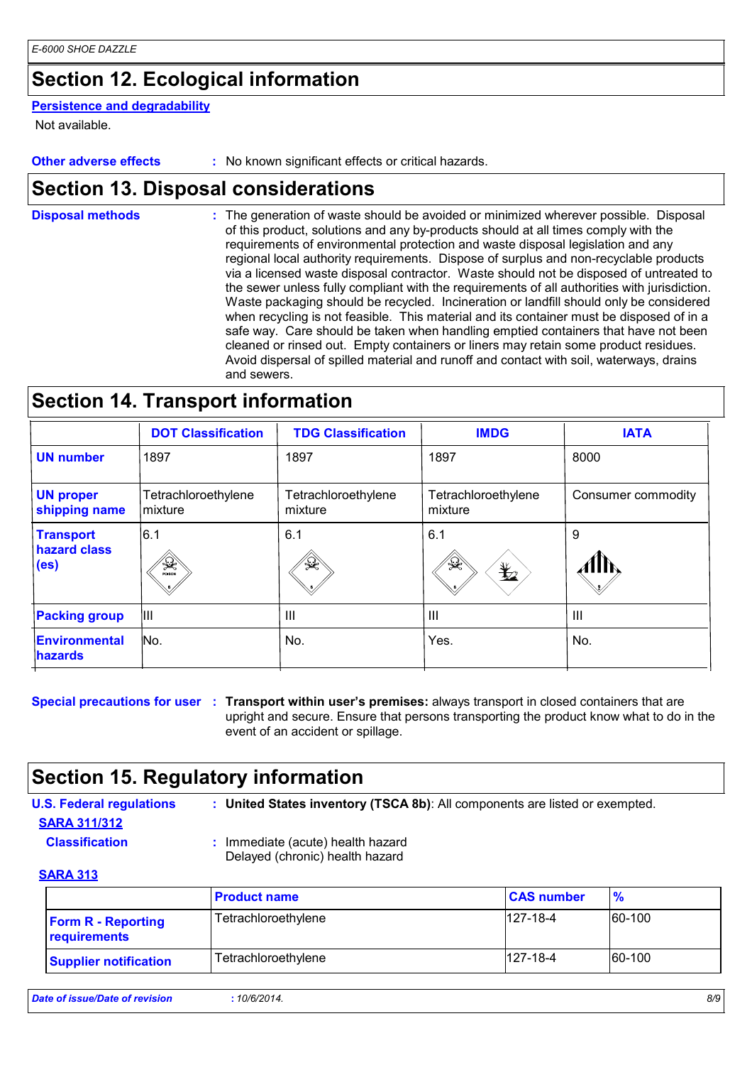## Section 12. Ecological information

**Persistence and degradability**

Not available.

**Other adverse effects** : No known significant effects or critical hazards.

## Section 13. Disposal considerations

**Disposal methods** : The generation of waste should be avoided or minimized wherever possible. Disposal of this product, solutions and any by-products should at all times comply with the requirements of environmental protection and waste disposal legislation and any regional local authority requirements. Dispose of surplus and non-recyclable products via a licensed waste disposal contractor. Waste should not be disposed of untreated to the sewer unless fully compliant with the requirements of all authorities with jurisdiction. Waste packaging should be recycled. Incineration or landfill should only be considered when recycling is not feasible. This material and its container must be disposed of in a safe way. Care should be taken when handling emptied containers that have not been cleaned or rinsed out. Empty containers or liners may retain some product residues. Avoid dispersal of spilled material and runoff and contact with soil, waterways, drains and sewers.

## Section 14. Transport information

| | DOT Classification | TDG Classification | IMDG | IATA |
|---|---|---|---|---|
| **UN number** | 1897 | 1897 | 1897 | 8000 |
| **UN proper shipping name** | Tetrachloroethylene mixture | Tetrachloroethylene mixture | Tetrachloroethylene mixture | Consumer commodity |
| **Transport hazard class (es)** | 6.1 | 6.1 | 6.1 | 9 |
| **Packing group** | III | III | III | III |
| **Environmental hazards** | No. | No. | Yes. | No. |

**Special precautions for user** : **Transport within user's premises:** always transport in closed containers that are upright and secure. Ensure that persons transporting the product know what to do in the event of an accident or spillage.

## Section 15. Regulatory information

**U.S. Federal regulations** : **United States inventory (TSCA 8b)**: All components are listed or exempted.

**SARA 311/312**

**Classification** : Immediate (acute) health hazard
Delayed (chronic) health hazard

**SARA 313**

| | Product name | CAS number | % |
|---|---|---|---|
| **Form R - Reporting requirements** | Tetrachloroethylene | 127-18-4 | 60-100 |
| **Supplier notification** | Tetrachloroethylene | 127-18-4 | 60-100 |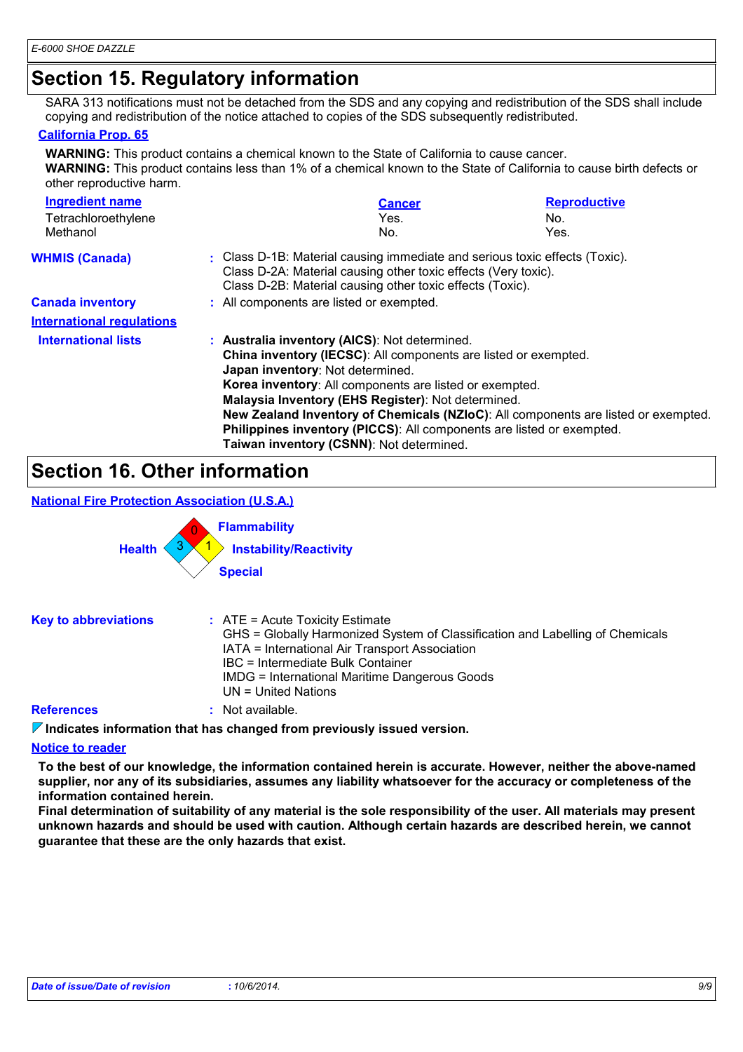## Section 15. Regulatory information

SARA 313 notifications must not be detached from the SDS and any copying and redistribution of the SDS shall include copying and redistribution of the notice attached to copies of the SDS subsequently redistributed.

**California Prop. 65**

**WARNING:** This product contains a chemical known to the State of California to cause cancer.
**WARNING:** This product contains less than 1% of a chemical known to the State of California to cause birth defects or other reproductive harm.

| Ingredient name | Cancer | Reproductive |
| --- | --- | --- |
| Tetrachloroethylene | Yes. | No. |
| Methanol | No. | Yes. |

**WHMIS (Canada)** : Class D-1B: Material causing immediate and serious toxic effects (Toxic).
Class D-2A: Material causing other toxic effects (Very toxic).
Class D-2B: Material causing other toxic effects (Toxic).

**Canada inventory** : All components are listed or exempted.

**International regulations**

**International lists** :
**Australia inventory (AICS)**: Not determined.
**China inventory (IECSC)**: All components are listed or exempted.
**Japan inventory**: Not determined.
**Korea inventory**: All components are listed or exempted.
**Malaysia Inventory (EHS Register)**: Not determined.
**New Zealand Inventory of Chemicals (NZIoC)**: All components are listed or exempted.
**Philippines inventory (PICCS)**: All components are listed or exempted.
**Taiwan inventory (CSNN)**: Not determined.

## Section 16. Other information

**National Fire Protection Association (U.S.A.)**

Flammability: 0
Health: 3
Instability/Reactivity: 1
Special

**Key to abbreviations** :
ATE = Acute Toxicity Estimate
GHS = Globally Harmonized System of Classification and Labelling of Chemicals
IATA = International Air Transport Association
IBC = Intermediate Bulk Container
IMDG = International Maritime Dangerous Goods
UN = United Nations

**References** : Not available.

**Indicates information that has changed from previously issued version.**

**Notice to reader**

**To the best of our knowledge, the information contained herein is accurate. However, neither the above-named supplier, nor any of its subsidiaries, assumes any liability whatsoever for the accuracy or completeness of the information contained herein.**
**Final determination of suitability of any material is the sole responsibility of the user. All materials may present unknown hazards and should be used with caution. Although certain hazards are described herein, we cannot guarantee that these are the only hazards that exist.**